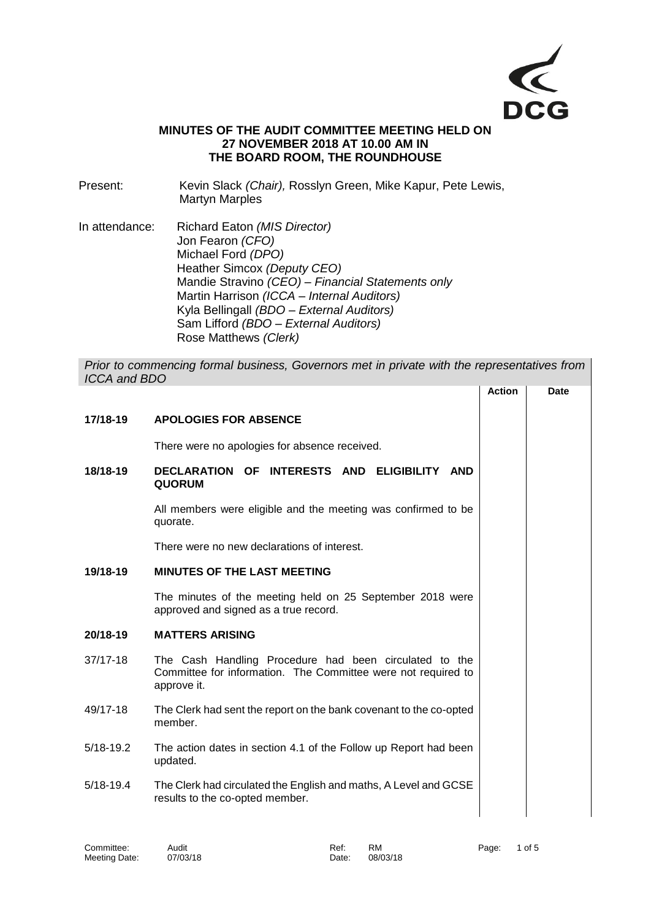DCG

**MINUTES OF THE AUDIT COMMITTEE MEETING HELD ON 27 NOVEMBER 2018 AT 10.00 AM IN THE BOARD ROOM, THE ROUNDHOUSE**

Present: Kevin Slack *(Chair),* Rosslyn Green, Mike Kapur, Pete Lewis, Martyn Marples

In attendance: Richard Eaton *(MIS Director)*
Jon Fearon *(CFO)*
Michael Ford *(DPO)*
Heather Simcox *(Deputy CEO)*
Mandie Stravino *(CEO) – Financial Statements only*
Martin Harrison *(ICCA – Internal Auditors)*
Kyla Bellingall *(BDO – External Auditors)*
Sam Lifford *(BDO – External Auditors)*
Rose Matthews *(Clerk)*

*Prior to commencing formal business, Governors met in private with the representatives from ICCA and BDO*

| | | Action | Date |
|---|---|---|---|
| **17/18-19** | **APOLOGIES FOR ABSENCE** | | |
| | There were no apologies for absence received. | | |
| **18/18-19** | **DECLARATION OF INTERESTS AND ELIGIBILITY AND QUORUM** | | |
| | All members were eligible and the meeting was confirmed to be quorate. | | |
| | There were no new declarations of interest. | | |
| **19/18-19** | **MINUTES OF THE LAST MEETING** | | |
| | The minutes of the meeting held on 25 September 2018 were approved and signed as a true record. | | |
| **20/18-19** | **MATTERS ARISING** | | |
| 37/17-18 | The Cash Handling Procedure had been circulated to the Committee for information. The Committee were not required to approve it. | | |
| 49/17-18 | The Clerk had sent the report on the bank covenant to the co-opted member. | | |
| 5/18-19.2 | The action dates in section 4.1 of the Follow up Report had been updated. | | |
| 5/18-19.4 | The Clerk had circulated the English and maths, A Level and GCSE results to the co-opted member. | | |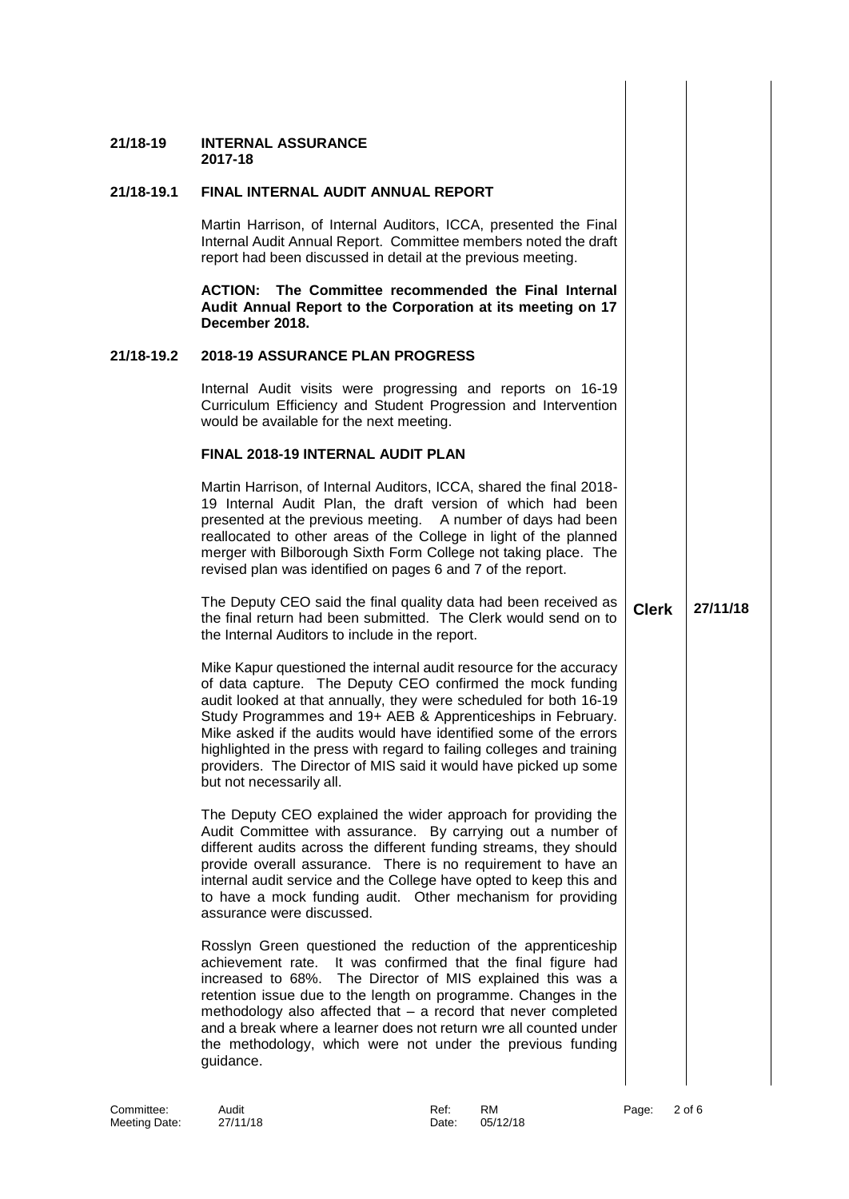**21/18-19 INTERNAL ASSURANCE 2017-18**

**21/18-19.1 FINAL INTERNAL AUDIT ANNUAL REPORT**

Martin Harrison, of Internal Auditors, ICCA, presented the Final Internal Audit Annual Report. Committee members noted the draft report had been discussed in detail at the previous meeting.

**ACTION: The Committee recommended the Final Internal Audit Annual Report to the Corporation at its meeting on 17 December 2018.**

**21/18-19.2 2018-19 ASSURANCE PLAN PROGRESS**

Internal Audit visits were progressing and reports on 16-19 Curriculum Efficiency and Student Progression and Intervention would be available for the next meeting.

**FINAL 2018-19 INTERNAL AUDIT PLAN**

Martin Harrison, of Internal Auditors, ICCA, shared the final 2018-19 Internal Audit Plan, the draft version of which had been presented at the previous meeting. A number of days had been reallocated to other areas of the College in light of the planned merger with Bilborough Sixth Form College not taking place. The revised plan was identified on pages 6 and 7 of the report.

The Deputy CEO said the final quality data had been received as the final return had been submitted. The Clerk would send on to the Internal Auditors to include in the report. — **Clerk** — **27/11/18**

Mike Kapur questioned the internal audit resource for the accuracy of data capture. The Deputy CEO confirmed the mock funding audit looked at that annually, they were scheduled for both 16-19 Study Programmes and 19+ AEB & Apprenticeships in February. Mike asked if the audits would have identified some of the errors highlighted in the press with regard to failing colleges and training providers. The Director of MIS said it would have picked up some but not necessarily all.

The Deputy CEO explained the wider approach for providing the Audit Committee with assurance. By carrying out a number of different audits across the different funding streams, they should provide overall assurance. There is no requirement to have an internal audit service and the College have opted to keep this and to have a mock funding audit. Other mechanism for providing assurance were discussed.

Rosslyn Green questioned the reduction of the apprenticeship achievement rate. It was confirmed that the final figure had increased to 68%. The Director of MIS explained this was a retention issue due to the length on programme. Changes in the methodology also affected that – a record that never completed and a break where a learner does not return wre all counted under the methodology, which were not under the previous funding guidance.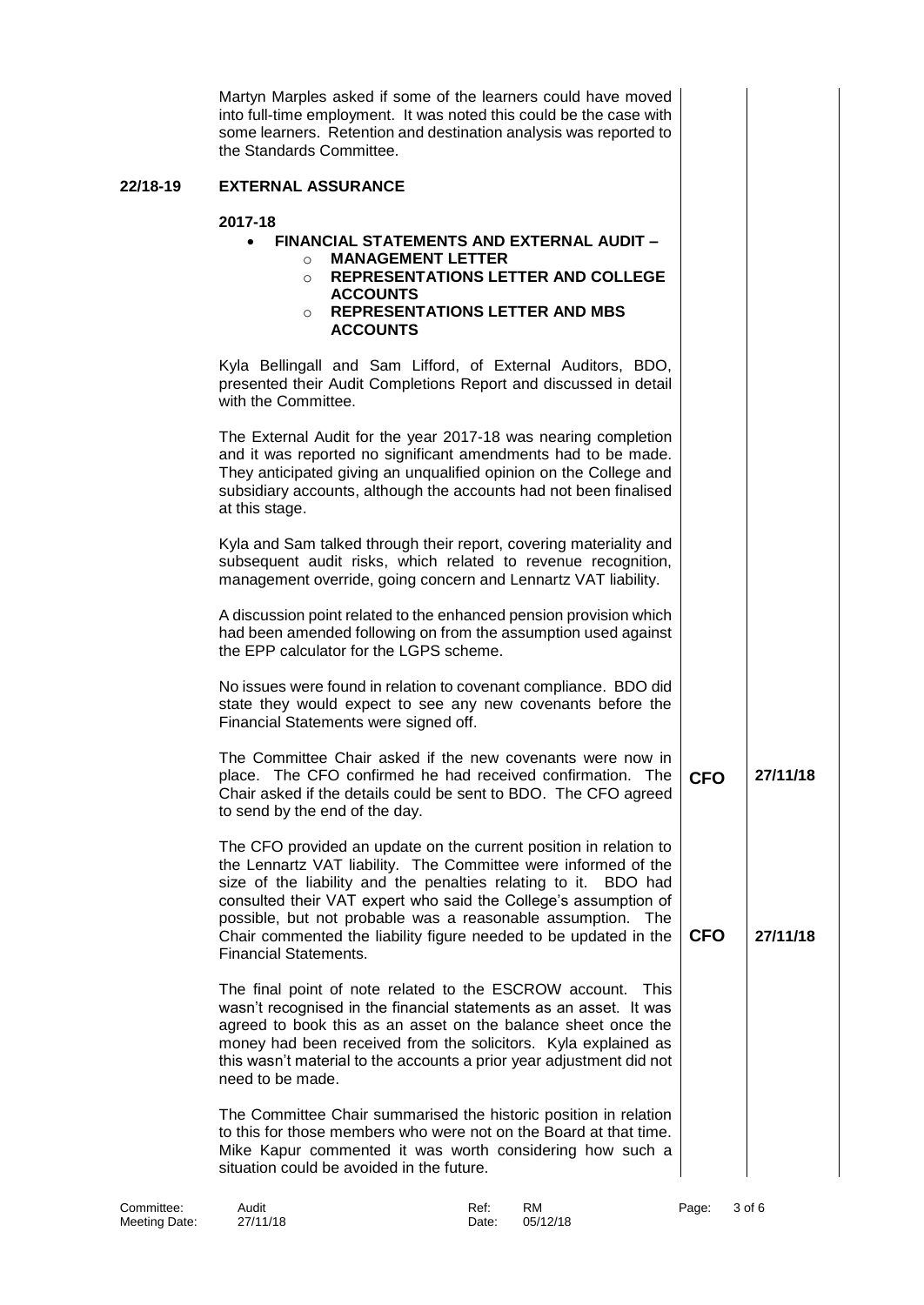Martyn Marples asked if some of the learners could have moved into full-time employment. It was noted this could be the case with some learners. Retention and destination analysis was reported to the Standards Committee.

## 22/18-19 EXTERNAL ASSURANCE

**2017-18**

- **FINANCIAL STATEMENTS AND EXTERNAL AUDIT –**
  - **MANAGEMENT LETTER**
  - **REPRESENTATIONS LETTER AND COLLEGE ACCOUNTS**
  - **REPRESENTATIONS LETTER AND MBS ACCOUNTS**

Kyla Bellingall and Sam Lifford, of External Auditors, BDO, presented their Audit Completions Report and discussed in detail with the Committee.

The External Audit for the year 2017-18 was nearing completion and it was reported no significant amendments had to be made. They anticipated giving an unqualified opinion on the College and subsidiary accounts, although the accounts had not been finalised at this stage.

Kyla and Sam talked through their report, covering materiality and subsequent audit risks, which related to revenue recognition, management override, going concern and Lennartz VAT liability.

A discussion point related to the enhanced pension provision which had been amended following on from the assumption used against the EPP calculator for the LGPS scheme.

No issues were found in relation to covenant compliance. BDO did state they would expect to see any new covenants before the Financial Statements were signed off.

| | Action | Date |
|---|---|---|
| The Committee Chair asked if the new covenants were now in place. The CFO confirmed he had received confirmation. The Chair asked if the details could be sent to BDO. The CFO agreed to send by the end of the day. | **CFO** | **27/11/18** |
| The CFO provided an update on the current position in relation to the Lennartz VAT liability. The Committee were informed of the size of the liability and the penalties relating to it. BDO had consulted their VAT expert who said the College's assumption of possible, but not probable was a reasonable assumption. The Chair commented the liability figure needed to be updated in the Financial Statements. | **CFO** | **27/11/18** |

The final point of note related to the ESCROW account. This wasn't recognised in the financial statements as an asset. It was agreed to book this as an asset on the balance sheet once the money had been received from the solicitors. Kyla explained as this wasn't material to the accounts a prior year adjustment did not need to be made.

The Committee Chair summarised the historic position in relation to this for those members who were not on the Board at that time. Mike Kapur commented it was worth considering how such a situation could be avoided in the future.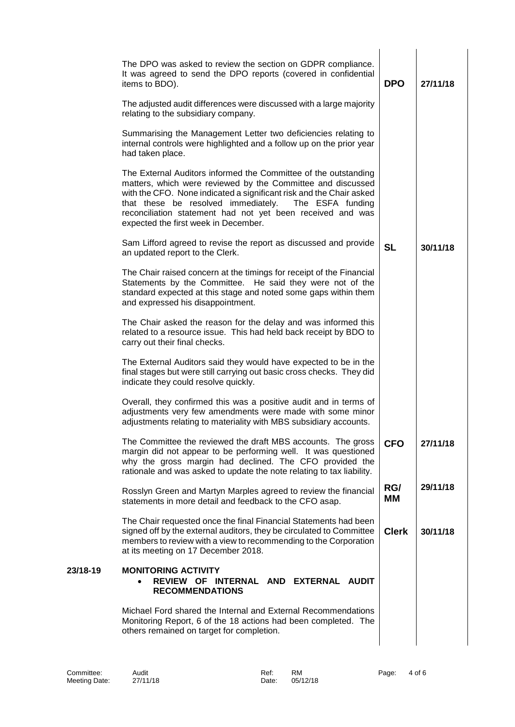| | | | |
|---|---|---|---|
| | The DPO was asked to review the section on GDPR compliance. It was agreed to send the DPO reports (covered in confidential items to BDO). | **DPO** | **27/11/18** |
| | The adjusted audit differences were discussed with a large majority relating to the subsidiary company. | | |
| | Summarising the Management Letter two deficiencies relating to internal controls were highlighted and a follow up on the prior year had taken place. | | |
| | The External Auditors informed the Committee of the outstanding matters, which were reviewed by the Committee and discussed with the CFO. None indicated a significant risk and the Chair asked that these be resolved immediately. The ESFA funding reconciliation statement had not yet been received and was expected the first week in December. | | |
| | Sam Lifford agreed to revise the report as discussed and provide an updated report to the Clerk. | **SL** | **30/11/18** |
| | The Chair raised concern at the timings for receipt of the Financial Statements by the Committee. He said they were not of the standard expected at this stage and noted some gaps within them and expressed his disappointment. | | |
| | The Chair asked the reason for the delay and was informed this related to a resource issue. This had held back receipt by BDO to carry out their final checks. | | |
| | The External Auditors said they would have expected to be in the final stages but were still carrying out basic cross checks. They did indicate they could resolve quickly. | | |
| | Overall, they confirmed this was a positive audit and in terms of adjustments very few amendments were made with some minor adjustments relating to materiality with MBS subsidiary accounts. | | |
| | The Committee the reviewed the draft MBS accounts. The gross margin did not appear to be performing well. It was questioned why the gross margin had declined. The CFO provided the rationale and was asked to update the note relating to tax liability. | **CFO** | **27/11/18** |
| | Rosslyn Green and Martyn Marples agreed to review the financial statements in more detail and feedback to the CFO asap. | **RG/ MM** | **29/11/18** |
| | The Chair requested once the final Financial Statements had been signed off by the external auditors, they be circulated to Committee members to review with a view to recommending to the Corporation at its meeting on 17 December 2018. | **Clerk** | **30/11/18** |
| **23/18-19** | **MONITORING ACTIVITY**<br>• **REVIEW OF INTERNAL AND EXTERNAL AUDIT RECOMMENDATIONS** | | |
| | Michael Ford shared the Internal and External Recommendations Monitoring Report, 6 of the 18 actions had been completed. The others remained on target for completion. | | |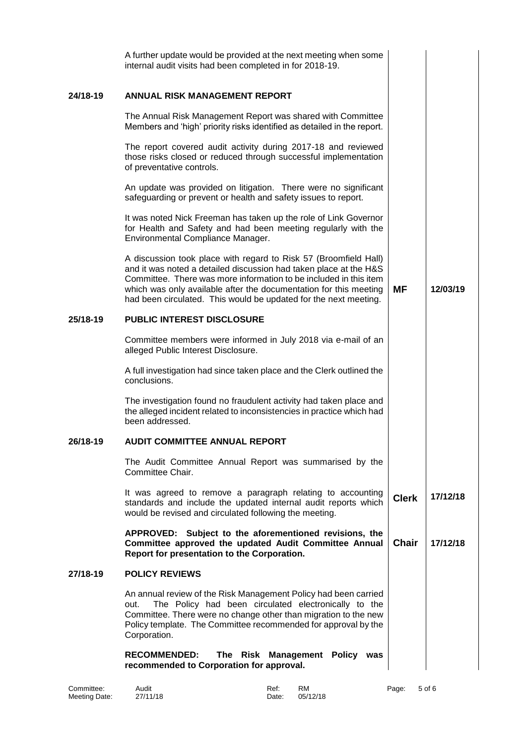A further update would be provided at the next meeting when some internal audit visits had been completed in for 2018-19.

## 24/18-19 ANNUAL RISK MANAGEMENT REPORT

The Annual Risk Management Report was shared with Committee Members and 'high' priority risks identified as detailed in the report.

The report covered audit activity during 2017-18 and reviewed those risks closed or reduced through successful implementation of preventative controls.

An update was provided on litigation. There were no significant safeguarding or prevent or health and safety issues to report.

It was noted Nick Freeman has taken up the role of Link Governor for Health and Safety and had been meeting regularly with the Environmental Compliance Manager.

A discussion took place with regard to Risk 57 (Broomfield Hall) and it was noted a detailed discussion had taken place at the H&S Committee. There was more information to be included in this item which was only available after the documentation for this meeting had been circulated. This would be updated for the next meeting. — **MF** — **12/03/19**

## 25/18-19 PUBLIC INTEREST DISCLOSURE

Committee members were informed in July 2018 via e-mail of an alleged Public Interest Disclosure.

A full investigation had since taken place and the Clerk outlined the conclusions.

The investigation found no fraudulent activity had taken place and the alleged incident related to inconsistencies in practice which had been addressed.

## 26/18-19 AUDIT COMMITTEE ANNUAL REPORT

The Audit Committee Annual Report was summarised by the Committee Chair.

It was agreed to remove a paragraph relating to accounting standards and include the updated internal audit reports which would be revised and circulated following the meeting. — **Clerk** — **17/12/18**

**APPROVED: Subject to the aforementioned revisions, the Committee approved the updated Audit Committee Annual Report for presentation to the Corporation.** — **Chair** — **17/12/18**

## 27/18-19 POLICY REVIEWS

An annual review of the Risk Management Policy had been carried out. The Policy had been circulated electronically to the Committee. There were no change other than migration to the new Policy template. The Committee recommended for approval by the Corporation.

**RECOMMENDED: The Risk Management Policy was recommended to Corporation for approval.**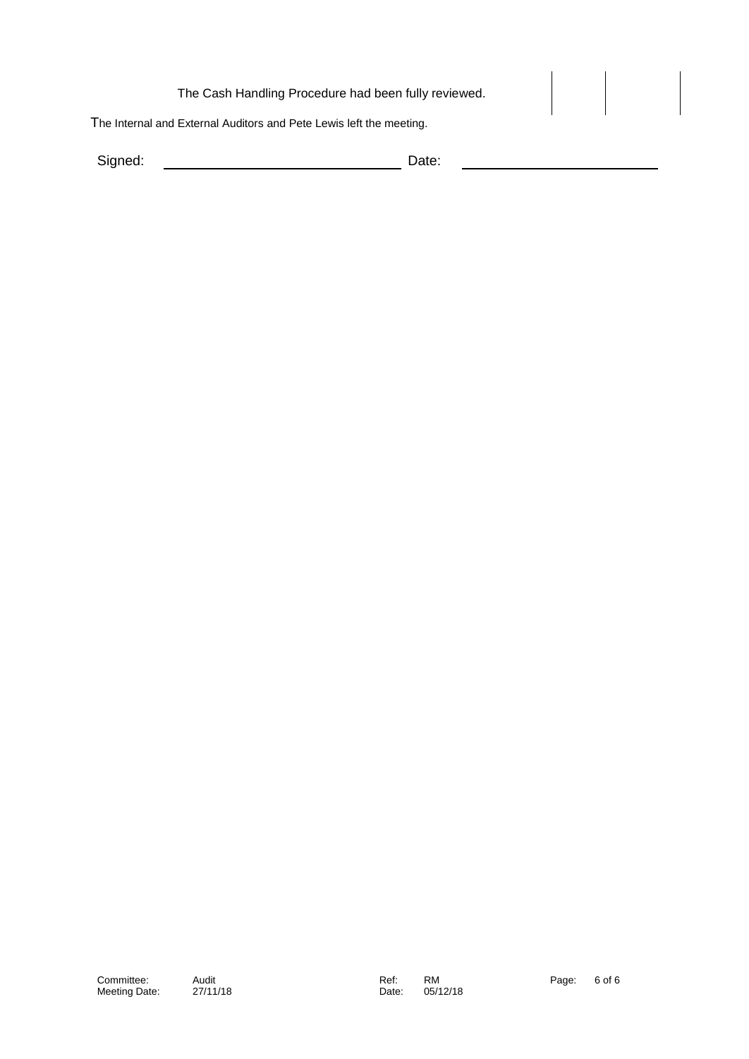The Cash Handling Procedure had been fully reviewed.

The Internal and External Auditors and Pete Lewis left the meeting.

Signed: \_\_\_\_\_\_\_\_\_\_\_\_\_\_\_\_\_\_\_\_\_\_\_\_\_\_\_\_\_\_ Date: \_\_\_\_\_\_\_\_\_\_\_\_\_\_\_\_\_\_\_\_\_\_\_\_\_\_